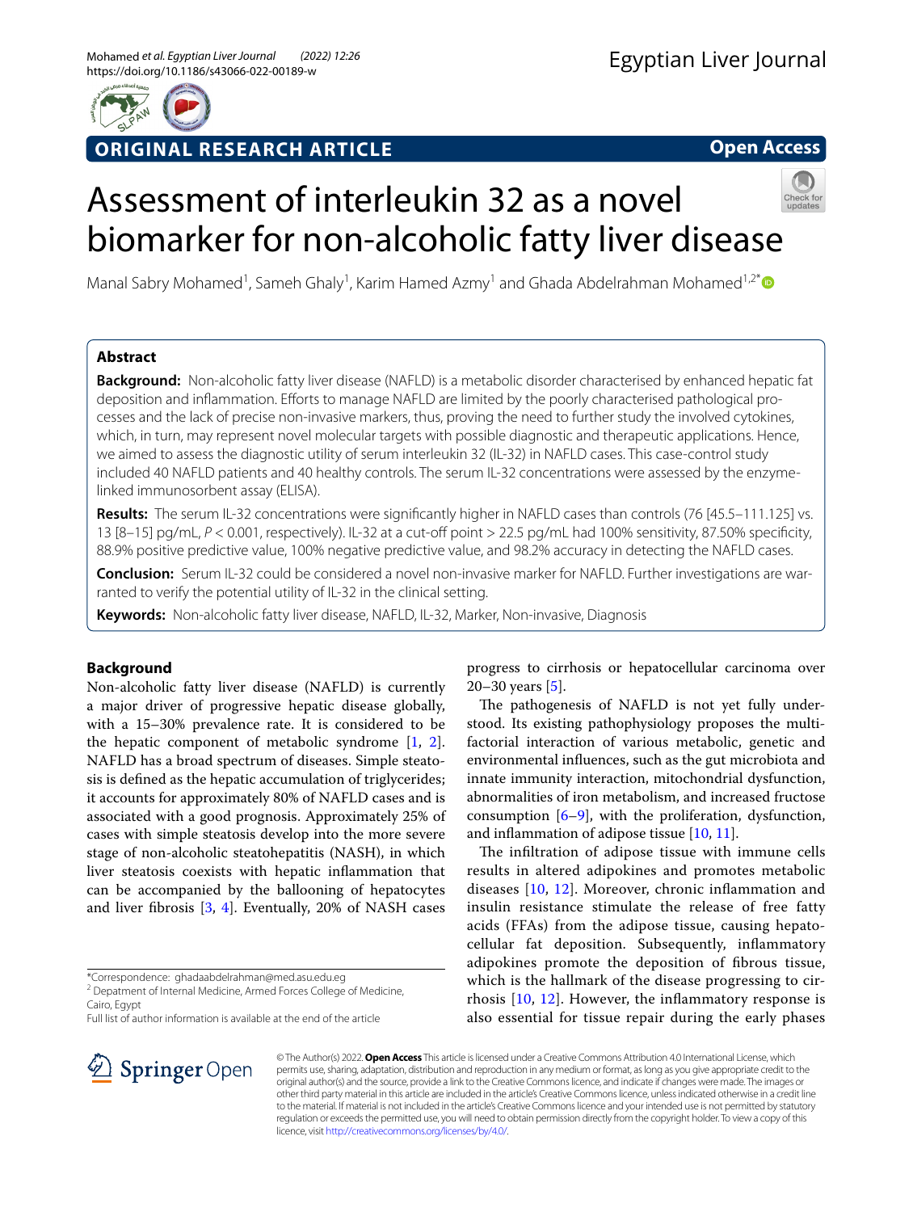ORIGINAL RESEARCH ARTICLE

Open Access

# Assessment of interleukin 32 as a novel biomarker for non-alcoholic fatty liver disease

Manal Sabry Mohamed[1], Sameh Ghaly[1], Karim Hamed Azmy[1] and Ghada Abdelrahman Mohamed[1,2*]

## Abstract

**Background:** Non-alcoholic fatty liver disease (NAFLD) is a metabolic disorder characterised by enhanced hepatic fat deposition and inflammation. Efforts to manage NAFLD are limited by the poorly characterised pathological processes and the lack of precise non-invasive markers, thus, proving the need to further study the involved cytokines, which, in turn, may represent novel molecular targets with possible diagnostic and therapeutic applications. Hence, we aimed to assess the diagnostic utility of serum interleukin 32 (IL-32) in NAFLD cases. This case-control study included 40 NAFLD patients and 40 healthy controls. The serum IL-32 concentrations were assessed by the enzyme-linked immunosorbent assay (ELISA).

**Results:** The serum IL-32 concentrations were significantly higher in NAFLD cases than controls (76 [45.5–111.125] vs. 13 [8–15] pg/mL, $P < 0.001$, respectively). IL-32 at a cut-off point > 22.5 pg/mL had 100% sensitivity, 87.50% specificity, 88.9% positive predictive value, 100% negative predictive value, and 98.2% accuracy in detecting the NAFLD cases.

**Conclusion:** Serum IL-32 could be considered a novel non-invasive marker for NAFLD. Further investigations are warranted to verify the potential utility of IL-32 in the clinical setting.

**Keywords:** Non-alcoholic fatty liver disease, NAFLD, IL-32, Marker, Non-invasive, Diagnosis

## Background

Non-alcoholic fatty liver disease (NAFLD) is currently a major driver of progressive hepatic disease globally, with a 15–30% prevalence rate. It is considered to be the hepatic component of metabolic syndrome [1, 2]. NAFLD has a broad spectrum of diseases. Simple steatosis is defined as the hepatic accumulation of triglycerides; it accounts for approximately 80% of NAFLD cases and is associated with a good prognosis. Approximately 25% of cases with simple steatosis develop into the more severe stage of non-alcoholic steatohepatitis (NASH), in which liver steatosis coexists with hepatic inflammation that can be accompanied by the ballooning of hepatocytes and liver fibrosis [3, 4]. Eventually, 20% of NASH cases progress to cirrhosis or hepatocellular carcinoma over 20–30 years [5].

The pathogenesis of NAFLD is not yet fully understood. Its existing pathophysiology proposes the multifactorial interaction of various metabolic, genetic and environmental influences, such as the gut microbiota and innate immunity interaction, mitochondrial dysfunction, abnormalities of iron metabolism, and increased fructose consumption [6–9], with the proliferation, dysfunction, and inflammation of adipose tissue [10, 11].

The infiltration of adipose tissue with immune cells results in altered adipokines and promotes metabolic diseases [10, 12]. Moreover, chronic inflammation and insulin resistance stimulate the release of free fatty acids (FFAs) from the adipose tissue, causing hepatocellular fat deposition. Subsequently, inflammatory adipokines promote the deposition of fibrous tissue, which is the hallmark of the disease progressing to cirrhosis [10, 12]. However, the inflammatory response is also essential for tissue repair during the early phases

*Correspondence: ghadaabdelrahman@med.asu.edu.eg
[2] Depatment of Internal Medicine, Armed Forces College of Medicine, Cairo, Egypt
Full list of author information is available at the end of the article

© The Author(s) 2022. **Open Access** This article is licensed under a Creative Commons Attribution 4.0 International License, which permits use, sharing, adaptation, distribution and reproduction in any medium or format, as long as you give appropriate credit to the original author(s) and the source, provide a link to the Creative Commons licence, and indicate if changes were made. The images or other third party material in this article are included in the article's Creative Commons licence, unless indicated otherwise in a credit line to the material. If material is not included in the article's Creative Commons licence and your intended use is not permitted by statutory regulation or exceeds the permitted use, you will need to obtain permission directly from the copyright holder. To view a copy of this licence, visit http://creativecommons.org/licenses/by/4.0/.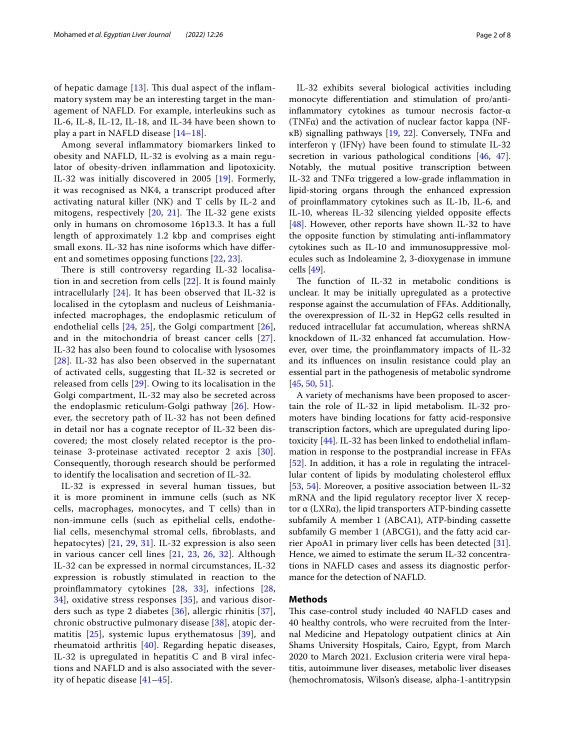of hepatic damage [13]. This dual aspect of the inflammatory system may be an interesting target in the management of NAFLD. For example, interleukins such as IL-6, IL-8, IL-12, IL-18, and IL-34 have been shown to play a part in NAFLD disease [14–18].

Among several inflammatory biomarkers linked to obesity and NAFLD, IL-32 is evolving as a main regulator of obesity-driven inflammation and lipotoxicity. IL-32 was initially discovered in 2005 [19]. Formerly, it was recognised as NK4, a transcript produced after activating natural killer (NK) and T cells by IL-2 and mitogens, respectively [20, 21]. The IL-32 gene exists only in humans on chromosome 16p13.3. It has a full length of approximately 1.2 kbp and comprises eight small exons. IL-32 has nine isoforms which have different and sometimes opposing functions [22, 23].

There is still controversy regarding IL-32 localisation in and secretion from cells [22]. It is found mainly intracellularly [24]. It has been observed that IL-32 is localised in the cytoplasm and nucleus of Leishmania-infected macrophages, the endoplasmic reticulum of endothelial cells [24, 25], the Golgi compartment [26], and in the mitochondria of breast cancer cells [27]. IL-32 has also been found to colocalise with lysosomes [28]. IL-32 has also been observed in the supernatant of activated cells, suggesting that IL-32 is secreted or released from cells [29]. Owing to its localisation in the Golgi compartment, IL-32 may also be secreted across the endoplasmic reticulum-Golgi pathway [26]. However, the secretory path of IL-32 has not been defined in detail nor has a cognate receptor of IL-32 been discovered; the most closely related receptor is the proteinase 3-proteinase activated receptor 2 axis [30]. Consequently, thorough research should be performed to identify the localisation and secretion of IL-32.

IL-32 is expressed in several human tissues, but it is more prominent in immune cells (such as NK cells, macrophages, monocytes, and T cells) than in non-immune cells (such as epithelial cells, endothelial cells, mesenchymal stromal cells, fibroblasts, and hepatocytes) [21, 29, 31]. IL-32 expression is also seen in various cancer cell lines [21, 23, 26, 32]. Although IL-32 can be expressed in normal circumstances, IL-32 expression is robustly stimulated in reaction to the proinflammatory cytokines [28, 33], infections [28, 34], oxidative stress responses [35], and various disorders such as type 2 diabetes [36], allergic rhinitis [37], chronic obstructive pulmonary disease [38], atopic dermatitis [25], systemic lupus erythematosus [39], and rheumatoid arthritis [40]. Regarding hepatic diseases, IL-32 is upregulated in hepatitis C and B viral infections and NAFLD and is also associated with the severity of hepatic disease [41–45].

IL-32 exhibits several biological activities including monocyte differentiation and stimulation of pro/anti-inflammatory cytokines as tumour necrosis factor-α (TNFα) and the activation of nuclear factor kappa (NF-κB) signalling pathways [19, 22]. Conversely, TNFα and interferon γ (IFNγ) have been found to stimulate IL-32 secretion in various pathological conditions [46, 47]. Notably, the mutual positive transcription between IL-32 and TNFα triggered a low-grade inflammation in lipid-storing organs through the enhanced expression of proinflammatory cytokines such as IL-1b, IL-6, and IL-10, whereas IL-32 silencing yielded opposite effects [48]. However, other reports have shown IL-32 to have the opposite function by stimulating anti-inflammatory cytokines such as IL-10 and immunosuppressive molecules such as Indoleamine 2, 3-dioxygenase in immune cells [49].

The function of IL-32 in metabolic conditions is unclear. It may be initially upregulated as a protective response against the accumulation of FFAs. Additionally, the overexpression of IL-32 in HepG2 cells resulted in reduced intracellular fat accumulation, whereas shRNA knockdown of IL-32 enhanced fat accumulation. However, over time, the proinflammatory impacts of IL-32 and its influences on insulin resistance could play an essential part in the pathogenesis of metabolic syndrome [45, 50, 51].

A variety of mechanisms have been proposed to ascertain the role of IL-32 in lipid metabolism. IL-32 promoters have binding locations for fatty acid-responsive transcription factors, which are upregulated during lipotoxicity [44]. IL-32 has been linked to endothelial inflammation in response to the postprandial increase in FFAs [52]. In addition, it has a role in regulating the intracellular content of lipids by modulating cholesterol efflux [53, 54]. Moreover, a positive association between IL-32 mRNA and the lipid regulatory receptor liver X receptor α (LXRα), the lipid transporters ATP-binding cassette subfamily A member 1 (ABCA1), ATP-binding cassette subfamily G member 1 (ABCG1), and the fatty acid carrier ApoA1 in primary liver cells has been detected [31]. Hence, we aimed to estimate the serum IL-32 concentrations in NAFLD cases and assess its diagnostic performance for the detection of NAFLD.

## Methods

This case-control study included 40 NAFLD cases and 40 healthy controls, who were recruited from the Internal Medicine and Hepatology outpatient clinics at Ain Shams University Hospitals, Cairo, Egypt, from March 2020 to March 2021. Exclusion criteria were viral hepatitis, autoimmune liver diseases, metabolic liver diseases (hemochromatosis, Wilson's disease, alpha-1-antitrypsin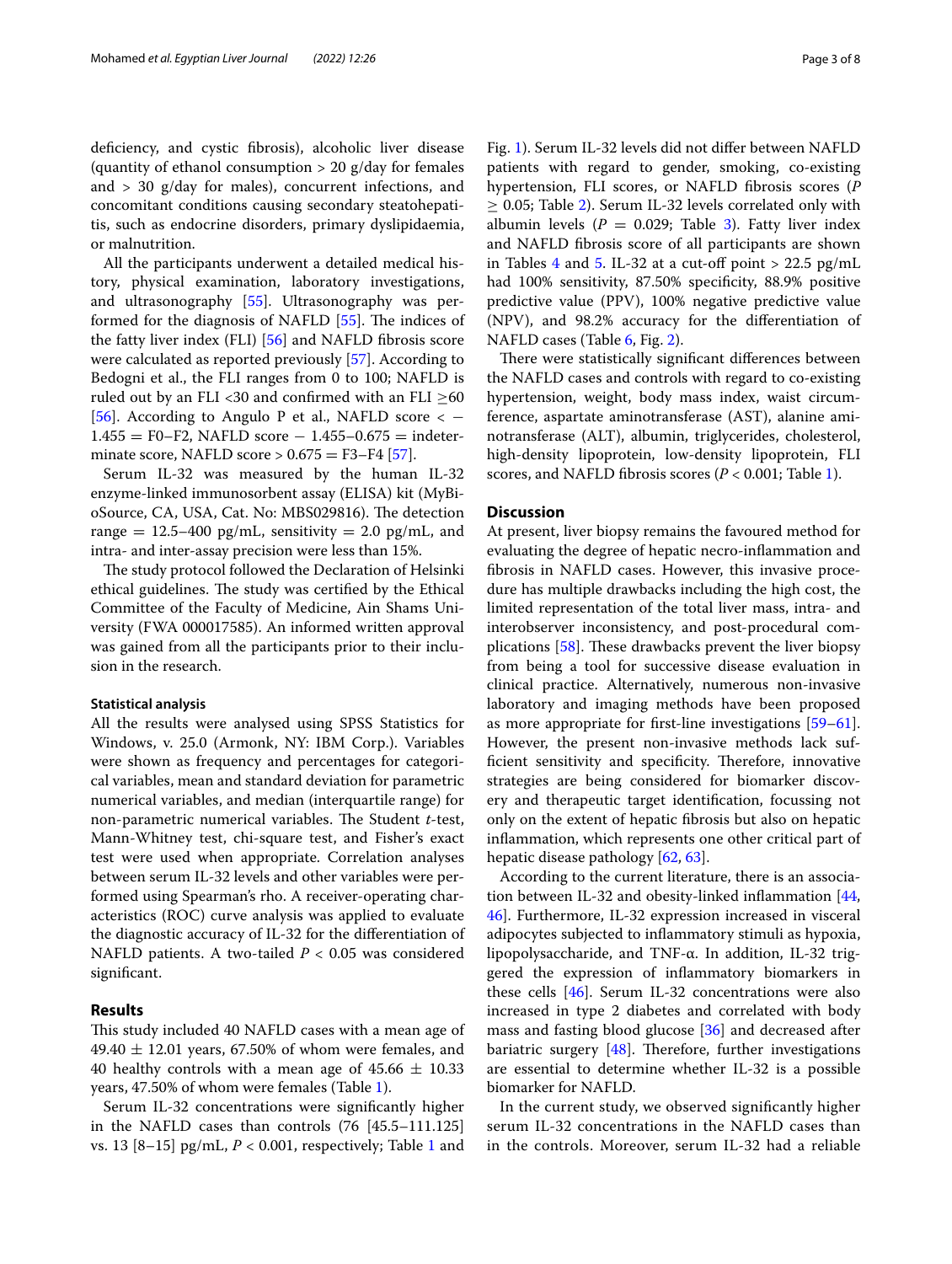deficiency, and cystic fibrosis), alcoholic liver disease (quantity of ethanol consumption > 20 g/day for females and > 30 g/day for males), concurrent infections, and concomitant conditions causing secondary steatohepatitis, such as endocrine disorders, primary dyslipidaemia, or malnutrition.

All the participants underwent a detailed medical history, physical examination, laboratory investigations, and ultrasonography [55]. Ultrasonography was performed for the diagnosis of NAFLD [55]. The indices of the fatty liver index (FLI) [56] and NAFLD fibrosis score were calculated as reported previously [57]. According to Bedogni et al., the FLI ranges from 0 to 100; NAFLD is ruled out by an FLI <30 and confirmed with an FLI ≥60 [56]. According to Angulo P et al., NAFLD score < − 1.455 = F0–F2, NAFLD score − 1.455–0.675 = indeterminate score, NAFLD score > 0.675 = F3–F4 [57].

Serum IL-32 was measured by the human IL-32 enzyme-linked immunosorbent assay (ELISA) kit (MyBioSource, CA, USA, Cat. No: MBS029816). The detection range = 12.5–400 pg/mL, sensitivity = 2.0 pg/mL, and intra- and inter-assay precision were less than 15%.

The study protocol followed the Declaration of Helsinki ethical guidelines. The study was certified by the Ethical Committee of the Faculty of Medicine, Ain Shams University (FWA 000017585). An informed written approval was gained from all the participants prior to their inclusion in the research.

#### Statistical analysis

All the results were analysed using SPSS Statistics for Windows, v. 25.0 (Armonk, NY: IBM Corp.). Variables were shown as frequency and percentages for categorical variables, mean and standard deviation for parametric numerical variables, and median (interquartile range) for non-parametric numerical variables. The Student *t*-test, Mann-Whitney test, chi-square test, and Fisher's exact test were used when appropriate. Correlation analyses between serum IL-32 levels and other variables were performed using Spearman's rho. A receiver-operating characteristics (ROC) curve analysis was applied to evaluate the diagnostic accuracy of IL-32 for the differentiation of NAFLD patients. A two-tailed $P$ < 0.05 was considered significant.

## Results

This study included 40 NAFLD cases with a mean age of 49.40 ± 12.01 years, 67.50% of whom were females, and 40 healthy controls with a mean age of 45.66 ± 10.33 years, 47.50% of whom were females (Table 1).

Serum IL-32 concentrations were significantly higher in the NAFLD cases than controls (76 [45.5–111.125] vs. 13 [8–15] pg/mL, $P$ < 0.001, respectively; Table 1 and Fig. 1). Serum IL-32 levels did not differ between NAFLD patients with regard to gender, smoking, co-existing hypertension, FLI scores, or NAFLD fibrosis scores ($P$ ≥ 0.05; Table 2). Serum IL-32 levels correlated only with albumin levels ($P$ = 0.029; Table 3). Fatty liver index and NAFLD fibrosis score of all participants are shown in Tables 4 and 5. IL-32 at a cut-off point > 22.5 pg/mL had 100% sensitivity, 87.50% specificity, 88.9% positive predictive value (PPV), 100% negative predictive value (NPV), and 98.2% accuracy for the differentiation of NAFLD cases (Table 6, Fig. 2).

There were statistically significant differences between the NAFLD cases and controls with regard to co-existing hypertension, weight, body mass index, waist circumference, aspartate aminotransferase (AST), alanine aminotransferase (ALT), albumin, triglycerides, cholesterol, high-density lipoprotein, low-density lipoprotein, FLI scores, and NAFLD fibrosis scores ($P$ < 0.001; Table 1).

## Discussion

At present, liver biopsy remains the favoured method for evaluating the degree of hepatic necro-inflammation and fibrosis in NAFLD cases. However, this invasive procedure has multiple drawbacks including the high cost, the limited representation of the total liver mass, intra- and interobserver inconsistency, and post-procedural complications [58]. These drawbacks prevent the liver biopsy from being a tool for successive disease evaluation in clinical practice. Alternatively, numerous non-invasive laboratory and imaging methods have been proposed as more appropriate for first-line investigations [59–61]. However, the present non-invasive methods lack sufficient sensitivity and specificity. Therefore, innovative strategies are being considered for biomarker discovery and therapeutic target identification, focussing not only on the extent of hepatic fibrosis but also on hepatic inflammation, which represents one other critical part of hepatic disease pathology [62, 63].

According to the current literature, there is an association between IL-32 and obesity-linked inflammation [44, 46]. Furthermore, IL-32 expression increased in visceral adipocytes subjected to inflammatory stimuli as hypoxia, lipopolysaccharide, and TNF-α. In addition, IL-32 triggered the expression of inflammatory biomarkers in these cells [46]. Serum IL-32 concentrations were also increased in type 2 diabetes and correlated with body mass and fasting blood glucose [36] and decreased after bariatric surgery [48]. Therefore, further investigations are essential to determine whether IL-32 is a possible biomarker for NAFLD.

In the current study, we observed significantly higher serum IL-32 concentrations in the NAFLD cases than in the controls. Moreover, serum IL-32 had a reliable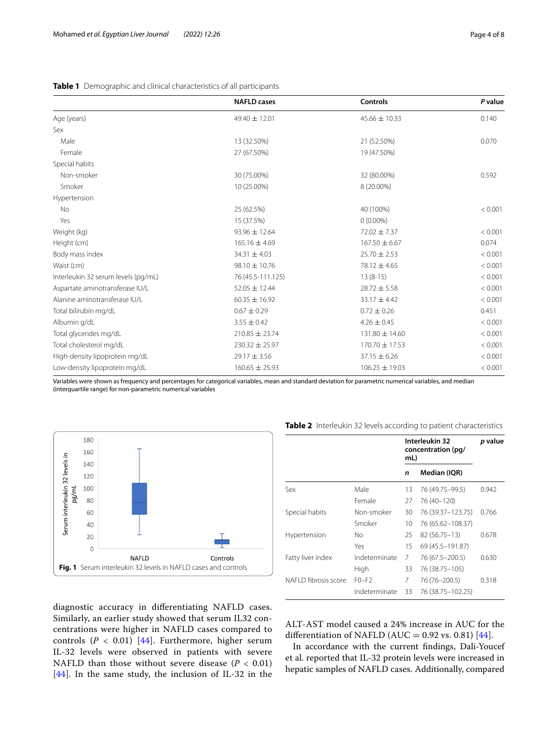**Table 1** Demographic and clinical characteristics of all participants

| | NAFLD cases | Controls | *P* value |
|---|---|---|---|
| Age (years) | 49.40 ± 12.01 | 45.66 ± 10.33 | 0.140 |
| Sex | | | |
| Male | 13 (32.50%) | 21 (52.50%) | 0.070 |
| Female | 27 (67.50%) | 19 (47.50%) | |
| Special habits | | | |
| Non-smoker | 30 (75.00%) | 32 (80.00%) | 0.592 |
| Smoker | 10 (25.00%) | 8 (20.00%) | |
| Hypertension | | | |
| No | 25 (62.5%) | 40 (100%) | < 0.001 |
| Yes | 15 (37.5%) | 0 (0.00%) | |
| Weight (kg) | 93.96 ± 12.64 | 72.02 ± 7.37 | < 0.001 |
| Height (cm) | 165.16 ± 4.69 | 167.50 ± 6.67 | 0.074 |
| Body mass index | 34.31 ± 4.03 | 25.70 ± 2.53 | < 0.001 |
| Waist (cm) | 98.10 ± 10.76 | 78.12 ± 4.65 | < 0.001 |
| Interleukin 32 serum levels (pg/mL) | 76 (45.5-111.125) | 13 (8-15) | < 0.001 |
| Aspartate aminotransferase IU/L | 52.05 ± 12.44 | 28.72 ± 5.58 | < 0.001 |
| Alanine aminotransferase IU/L | 60.35 ± 16.92 | 33.17 ± 4.42 | < 0.001 |
| Total bilirubin mg/dL | 0.67 ± 0.29 | 0.72 ± 0.26 | 0.451 |
| Albumin g/dL | 3.55 ± 0.42 | 4.26 ± 0.45 | < 0.001 |
| Total glycerides mg/dL | 210.85 ± 23.74 | 131.80 ± 14.60 | < 0.001 |
| Total cholesterol mg/dL | 230.32 ± 25.97 | 170.70 ± 17.53 | < 0.001 |
| High-density lipoprotein mg/dL | 29.17 ± 3.56 | 37.15 ± 6.26 | < 0.001 |
| Low-density lipoprotein mg/dL | 160.65 ± 25.93 | 106.25 ± 19.03 | < 0.001 |

Variables were shown as frequency and percentages for categorical variables, mean and standard deviation for parametric numerical variables, and median (interquartile range) for non-parametric numerical variables

**Fig. 1** Serum interleukin 32 levels in NAFLD cases and controls

**Table 2** Interleukin 32 levels according to patient characteristics

| | | Interleukin 32 concentration (pg/mL) | | *p* value |
|---|---|---|---|---|
| | | *n* | Median (IQR) | |
| Sex | Male | 13 | 76 (49.75–99.5) | 0.942 |
| | Female | 27 | 76 (40–120) | |
| Special habits | Non-smoker | 30 | 76 (39.37–123.75) | 0.766 |
| | Smoker | 10 | 76 (65.62–108.37) | |
| Hypertension | No | 25 | 82 (56.75–13) | 0.678 |
| | Yes | 15 | 69 (45.5–191.87) | |
| Fatty liver index | Indeterminate | 7 | 76 (67.5–200.5) | 0.630 |
| | High | 33 | 76 (38.75–105) | |
| NAFLD fibrosis score | F0–F2 | 7 | 76 (76–200.5) | 0.318 |
| | Indeterminate | 33 | 76 (38.75–102.25) | |

diagnostic accuracy in differentiating NAFLD cases. Similarly, an earlier study showed that serum IL32 concentrations were higher in NAFLD cases compared to controls ($P < 0.01$) [44]. Furthermore, higher serum IL-32 levels were observed in patients with severe NAFLD than those without severe disease ($P < 0.01$) [44]. In the same study, the inclusion of IL-32 in the ALT-AST model caused a 24% increase in AUC for the differentiation of NAFLD (AUC = 0.92 vs. 0.81) [44].

In accordance with the current findings, Dali-Youcef et al. reported that IL-32 protein levels were increased in hepatic samples of NAFLD cases. Additionally, compared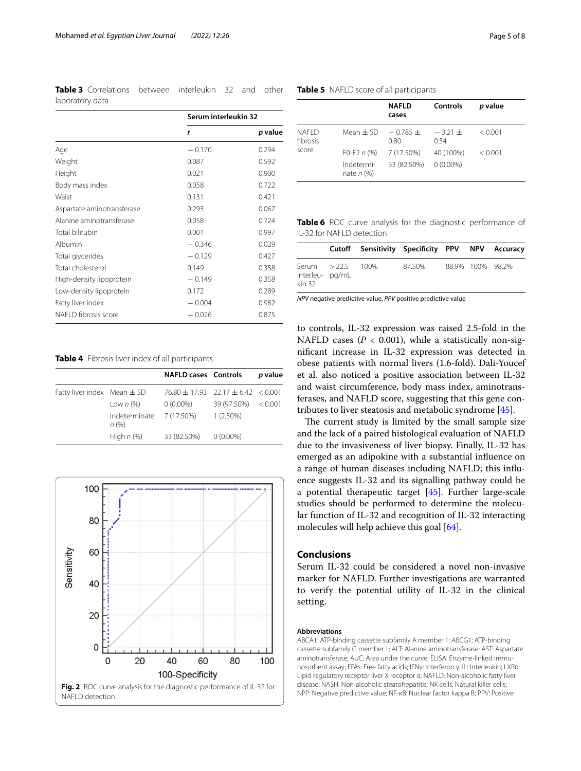**Table 3** Correlations between interleukin 32 and other laboratory data

| | Serum interleukin 32 | |
|---|---|---|
| | *r* | *p* value |
| Age | − 0.170 | 0.294 |
| Weight | 0.087 | 0.592 |
| Height | 0.021 | 0.900 |
| Body mass index | 0.058 | 0.722 |
| Waist | 0.131 | 0.421 |
| Aspartate aminotransferase | 0.293 | 0.067 |
| Alanine aminotransferase | 0.058 | 0.724 |
| Total bilirubin | 0.001 | 0.997 |
| Albumin | − 0.346 | 0.029 |
| Total glycerides | − 0.129 | 0.427 |
| Total cholesterol | 0.149 | 0.358 |
| High-density lipoprotein | − 0.149 | 0.358 |
| Low-density lipoprotein | 0.172 | 0.289 |
| Fatty liver index | − 0.004 | 0.982 |
| NAFLD fibrosis score | − 0.026 | 0.875 |

**Table 4** Fibrosis liver index of all participants

| | | NAFLD cases | Controls | *p* value |
|---|---|---|---|---|
| Fatty liver index | Mean ± SD | 76.80 ± 17.93 | 22.17 ± 6.42 | < 0.001 |
| | Low *n* (%) | 0 (0.00%) | 39 (97.50%) | < 0.001 |
| | Indeterminate *n* (%) | 7 (17.50%) | 1 (2.50%) | |
| | High *n* (%) | 33 (82.50%) | 0 (0.00%) | |

Fig. 2 ROC curve analysis for the diagnostic performance of IL-32 for NAFLD detection

**Table 5** NAFLD score of all participants

| | | NAFLD cases | Controls | *p* value |
|---|---|---|---|---|
| NAFLD fibrosis score | Mean ± SD | − 0.785 ± 0.80 | − 3.21 ± 0.54 | < 0.001 |
| | F0-F2 *n* (%) | 7 (17.50%) | 40 (100%) | < 0.001 |
| | Indeterminate *n* (%) | 33 (82.50%) | 0 (0.00%) | |

**Table 6** ROC curve analysis for the diagnostic performance of IL-32 for NAFLD detection

| | Cutoff | Sensitivity | Specificity | PPV | NPV | Accuracy |
|---|---|---|---|---|---|---|
| Serum interleukin 32 | > 22.5 pg/mL | 100% | 87.50% | 88.9% | 100% | 98.2% |

*NPV* negative predictive value, *PPV* positive predictive value

to controls, IL-32 expression was raised 2.5-fold in the NAFLD cases ($P < 0.001$), while a statistically non-significant increase in IL-32 expression was detected in obese patients with normal livers (1.6-fold). Dali-Youcef et al. also noticed a positive association between IL-32 and waist circumference, body mass index, aminotransferases, and NAFLD score, suggesting that this gene contributes to liver steatosis and metabolic syndrome [45].

The current study is limited by the small sample size and the lack of a paired histological evaluation of NAFLD due to the invasiveness of liver biopsy. Finally, IL-32 has emerged as an adipokine with a substantial influence on a range of human diseases including NAFLD; this influence suggests IL-32 and its signalling pathway could be a potential therapeutic target [45]. Further large-scale studies should be performed to determine the molecular function of IL-32 and recognition of IL-32 interacting molecules will help achieve this goal [64].

## Conclusions

Serum IL-32 could be considered a novel non-invasive marker for NAFLD. Further investigations are warranted to verify the potential utility of IL-32 in the clinical setting.

### Abbreviations

ABCA1: ATP-binding cassette subfamily A member 1; ABCG1: ATP-binding cassette subfamily G member 1; ALT: Alanine aminotransferase; AST: Aspartate aminotransferase; AUC: Area under the curve; ELISA: Enzyme-linked immunosorbent assay; FFAs: Free fatty acids; IFNγ: Interferon γ; IL: Interleukin; LXRα: Lipid regulatory receptor liver X receptor α; NAFLD: Non-alcoholic fatty liver disease; NASH: Non-alcoholic steatohepatitis; NK cells: Natural killer cells; NPP: Negative predictive value; NF-κB: Nuclear factor kappa B; PPV: Positive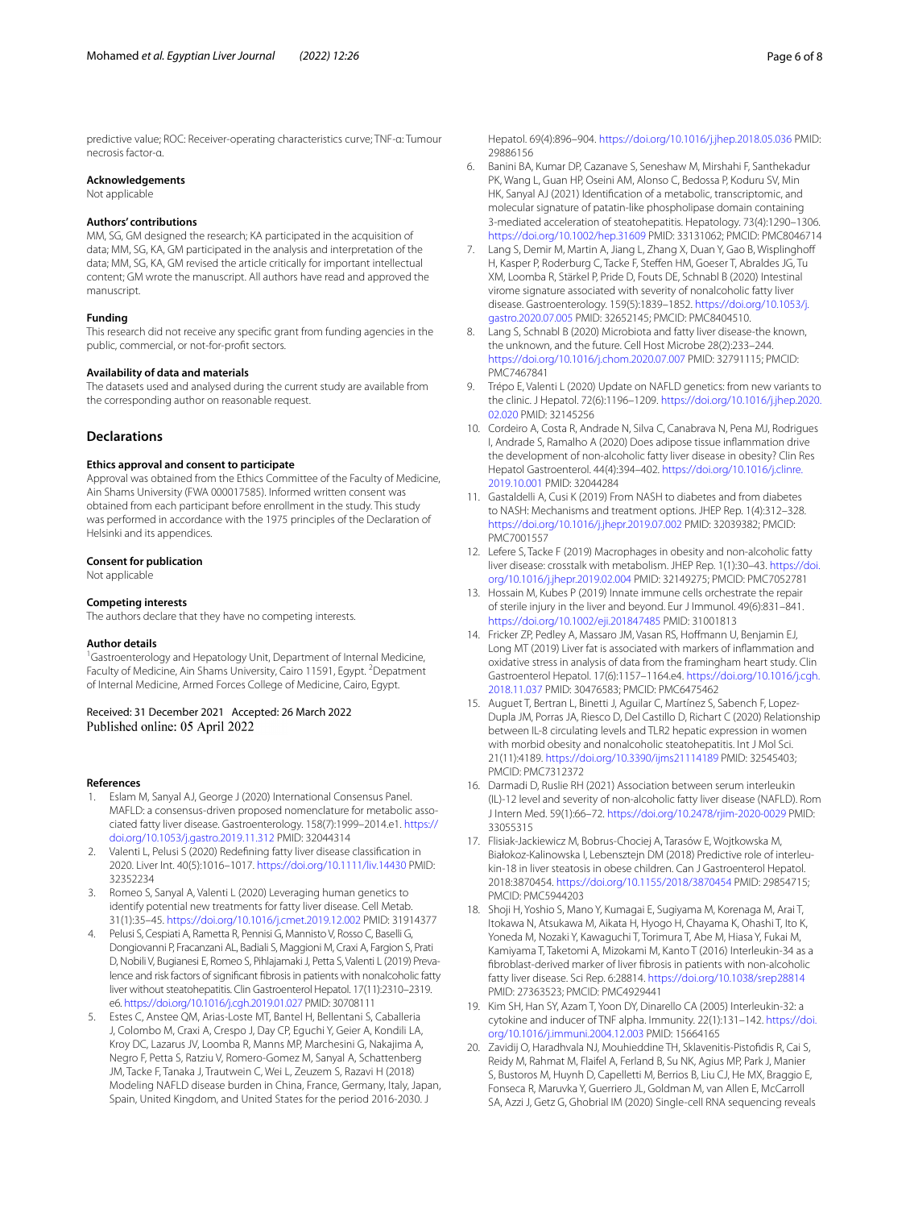predictive value; ROC: Receiver-operating characteristics curve; TNF-α: Tumour necrosis factor-α.

### Acknowledgements

Not applicable

### Authors' contributions

MM, SG, GM designed the research; KA participated in the acquisition of data; MM, SG, KA, GM participated in the analysis and interpretation of the data; MM, SG, KA, GM revised the article critically for important intellectual content; GM wrote the manuscript. All authors have read and approved the manuscript.

### Funding

This research did not receive any specific grant from funding agencies in the public, commercial, or not-for-profit sectors.

### Availability of data and materials

The datasets used and analysed during the current study are available from the corresponding author on reasonable request.

## Declarations

### Ethics approval and consent to participate

Approval was obtained from the Ethics Committee of the Faculty of Medicine, Ain Shams University (FWA 000017585). Informed written consent was obtained from each participant before enrollment in the study. This study was performed in accordance with the 1975 principles of the Declaration of Helsinki and its appendices.

### Consent for publication

Not applicable

### Competing interests

The authors declare that they have no competing interests.

### Author details

[1]Gastroenterology and Hepatology Unit, Department of Internal Medicine, Faculty of Medicine, Ain Shams University, Cairo 11591, Egypt. [2]Depatment of Internal Medicine, Armed Forces College of Medicine, Cairo, Egypt.

Received: 31 December 2021 Accepted: 26 March 2022
Published online: 05 April 2022

### References

1. Eslam M, Sanyal AJ, George J (2020) International Consensus Panel. MAFLD: a consensus-driven proposed nomenclature for metabolic associated fatty liver disease. Gastroenterology. 158(7):1999–2014.e1. https://doi.org/10.1053/j.gastro.2019.11.312 PMID: 32044314
2. Valenti L, Pelusi S (2020) Redefining fatty liver disease classification in 2020. Liver Int. 40(5):1016–1017. https://doi.org/10.1111/liv.14430 PMID: 32352234
3. Romeo S, Sanyal A, Valenti L (2020) Leveraging human genetics to identify potential new treatments for fatty liver disease. Cell Metab. 31(1):35–45. https://doi.org/10.1016/j.cmet.2019.12.002 PMID: 31914377
4. Pelusi S, Cespiati A, Rametta R, Pennisi G, Mannisto V, Rosso C, Baselli G, Dongiovanni P, Fracanzani AL, Badiali S, Maggioni M, Craxi A, Fargion S, Prati D, Nobili V, Bugianesi E, Romeo S, Pihlajamaki J, Petta S, Valenti L (2019) Prevalence and risk factors of significant fibrosis in patients with nonalcoholic fatty liver without steatohepatitis. Clin Gastroenterol Hepatol. 17(11):2310–2319.e6. https://doi.org/10.1016/j.cgh.2019.01.027 PMID: 30708111
5. Estes C, Anstee QM, Arias-Loste MT, Bantel H, Bellentani S, Caballeria J, Colombo M, Craxi A, Crespo J, Day CP, Eguchi Y, Geier A, Kondili LA, Kroy DC, Lazarus JV, Loomba R, Manns MP, Marchesini G, Nakajima A, Negro F, Petta S, Ratziu V, Romero-Gomez M, Sanyal A, Schattenberg JM, Tacke F, Tanaka J, Trautwein C, Wei L, Zeuzem S, Razavi H (2018) Modeling NAFLD disease burden in China, France, Germany, Italy, Japan, Spain, United Kingdom, and United States for the period 2016-2030. J Hepatol. 69(4):896–904. https://doi.org/10.1016/j.jhep.2018.05.036 PMID: 29886156
6. Banini BA, Kumar DP, Cazanave S, Seneshaw M, Mirshahi F, Santhekadur PK, Wang L, Guan HP, Oseini AM, Alonso C, Bedossa P, Koduru SV, Min HK, Sanyal AJ (2021) Identification of a metabolic, transcriptomic, and molecular signature of patatin-like phospholipase domain containing 3-mediated acceleration of steatohepatitis. Hepatology. 73(4):1290–1306. https://doi.org/10.1002/hep.31609 PMID: 33131062; PMCID: PMC8046714
7. Lang S, Demir M, Martin A, Jiang L, Zhang X, Duan Y, Gao B, Wisplinghoff H, Kasper P, Roderburg C, Tacke F, Steffen HM, Goeser T, Abraldes JG, Tu XM, Loomba R, Stärkel P, Pride D, Fouts DE, Schnabl B (2020) Intestinal virome signature associated with severity of nonalcoholic fatty liver disease. Gastroenterology. 159(5):1839–1852. https://doi.org/10.1053/j.gastro.2020.07.005 PMID: 32652145; PMCID: PMC8404510.
8. Lang S, Schnabl B (2020) Microbiota and fatty liver disease-the known, the unknown, and the future. Cell Host Microbe 28(2):233–244. https://doi.org/10.1016/j.chom.2020.07.007 PMID: 32791115; PMCID: PMC7467841
9. Trépo E, Valenti L (2020) Update on NAFLD genetics: from new variants to the clinic. J Hepatol. 72(6):1196–1209. https://doi.org/10.1016/j.jhep.2020.02.020 PMID: 32145256
10. Cordeiro A, Costa R, Andrade N, Silva C, Canabrava N, Pena MJ, Rodrigues I, Andrade S, Ramalho A (2020) Does adipose tissue inflammation drive the development of non-alcoholic fatty liver disease in obesity? Clin Res Hepatol Gastroenterol. 44(4):394–402. https://doi.org/10.1016/j.clinre.2019.10.001 PMID: 32044284
11. Gastaldelli A, Cusi K (2019) From NASH to diabetes and from diabetes to NASH: Mechanisms and treatment options. JHEP Rep. 1(4):312–328. https://doi.org/10.1016/j.jhepr.2019.07.002 PMID: 32039382; PMCID: PMC7001557
12. Lefere S, Tacke F (2019) Macrophages in obesity and non-alcoholic fatty liver disease: crosstalk with metabolism. JHEP Rep. 1(1):30–43. https://doi.org/10.1016/j.jhepr.2019.02.004 PMID: 32149275; PMCID: PMC7052781
13. Hossain M, Kubes P (2019) Innate immune cells orchestrate the repair of sterile injury in the liver and beyond. Eur J Immunol. 49(6):831–841. https://doi.org/10.1002/eji.201847485 PMID: 31001813
14. Fricker ZP, Pedley A, Massaro JM, Vasan RS, Hoffmann U, Benjamin EJ, Long MT (2019) Liver fat is associated with markers of inflammation and oxidative stress in analysis of data from the framingham heart study. Clin Gastroenterol Hepatol. 17(6):1157–1164.e4. https://doi.org/10.1016/j.cgh.2018.11.037 PMID: 30476583; PMCID: PMC6475462
15. Auguet T, Bertran L, Binetti J, Aguilar C, Martínez S, Sabench F, Lopez-Dupla JM, Porras JA, Riesco D, Del Castillo D, Richart C (2020) Relationship between IL-8 circulating levels and TLR2 hepatic expression in women with morbid obesity and nonalcoholic steatohepatitis. Int J Mol Sci. 21(11):4189. https://doi.org/10.3390/ijms21114189 PMID: 32545403; PMCID: PMC7312372
16. Darmadi D, Ruslie RH (2021) Association between serum interleukin (IL)-12 level and severity of non-alcoholic fatty liver disease (NAFLD). Rom J Intern Med. 59(1):66–72. https://doi.org/10.2478/rjim-2020-0029 PMID: 33055315
17. Flisiak-Jackiewicz M, Bobrus-Chociej A, Tarasów E, Wojtkowska M, Białokoz-Kalinowska I, Lebensztejn DM (2018) Predictive role of interleukin-18 in liver steatosis in obese children. Can J Gastroenterol Hepatol. 2018:3870454. https://doi.org/10.1155/2018/3870454 PMID: 29854715; PMCID: PMC5944203
18. Shoji H, Yoshio S, Mano Y, Kumagai E, Sugiyama M, Korenaga M, Arai T, Itokawa N, Atsukawa M, Aikata H, Hyogo H, Chayama K, Ohashi T, Ito K, Yoneda M, Nozaki Y, Kawaguchi T, Torimura T, Abe M, Hiasa Y, Fukai M, Kamiyama T, Taketomi A, Mizokami M, Kanto T (2016) Interleukin-34 as a fibroblast-derived marker of liver fibrosis in patients with non-alcoholic fatty liver disease. Sci Rep. 6:28814. https://doi.org/10.1038/srep28814 PMID: 27363523; PMCID: PMC4929441
19. Kim SH, Han SY, Azam T, Yoon DY, Dinarello CA (2005) Interleukin-32: a cytokine and inducer of TNF alpha. Immunity. 22(1):131–142. https://doi.org/10.1016/j.immuni.2004.12.003 PMID: 15664165
20. Zavidij O, Haradhvala NJ, Mouhieddine TH, Sklavenitis-Pistofidis R, Cai S, Reidy M, Rahmat M, Flaifel A, Ferland B, Su NK, Agius MP, Park J, Manier S, Bustoros M, Huynh D, Capelletti M, Berrios B, Liu CJ, He MX, Braggio E, Fonseca R, Maruvka Y, Guerriero JL, Goldman M, van Allen E, McCarroll SA, Azzi J, Getz G, Ghobrial IM (2020) Single-cell RNA sequencing reveals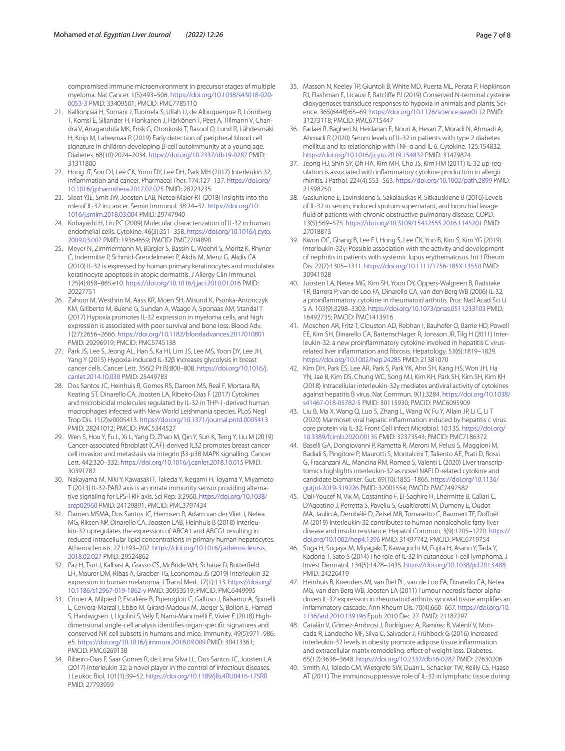compromised immune microenvironment in precursor stages of multiple myeloma. Nat Cancer. 1(5):493–506. https://doi.org/10.1038/s43018-020-0053-3 PMID: 33409501; PMCID: PMC7785110

21. Kallionpää H, Somani J, Tuomela S, Ullah U, de Albuquerque R, Lönnberg T, Komsi E, Siljander H, Honkanen J, Härkönen T, Peet A, Tillmann V, Chandra V, Anagandula MK, Frisk G, Otonkoski T, Rasool O, Lund R, Lähdesmäki H, Knip M, Lahesmaa R (2019) Early detection of peripheral blood cell signature in children developing β-cell autoimmunity at a young age. Diabetes. 68(10):2024–2034. https://doi.org/10.2337/db19-0287 PMID: 31311800
22. Hong JT, Son DJ, Lee CK, Yoon DY, Lee DH, Park MH (2017) Interleukin 32, inflammation and cancer. Pharmacol Ther. 174:127–137. https://doi.org/10.1016/j.pharmthera.2017.02.025 PMID: 28223235
23. Sloot YJE, Smit JW, Joosten LAB, Netea-Maier RT (2018) Insights into the role of IL-32 in cancer. Semin Immunol. 38:24–32. https://doi.org/10.1016/j.smim.2018.03.004 PMID: 29747940
24. Kobayashi H, Lin PC (2009) Molecular characterization of IL-32 in human endothelial cells. Cytokine. 46(3):351–358. https://doi.org/10.1016/j.cyto.2009.03.007 PMID: 19364659; PMCID: PMC2704890
25. Meyer N, Zimmermann M, Bürgler S, Bassin C, Woehrl S, Moritz K, Rhyner C, Indermitte P, Schmid-Grendelmeier P, Akdis M, Menz G, Akdis CA (2010) IL-32 is expressed by human primary keratinocytes and modulates keratinocyte apoptosis in atopic dermatitis. J Allergy Clin Immunol. 125(4):858–865.e10. https://doi.org/10.1016/j.jaci.2010.01.016 PMID: 20227751
26. Zahoor M, Westhrin M, Aass KR, Moen SH, Misund K, Psonka-Antonczyk KM, Giliberto M, Buene G, Sundan A, Waage A, Sponaas AM, Standal T (2017) Hypoxia promotes IL-32 expression in myeloma cells, and high expression is associated with poor survival and bone loss. Blood Adv. 1(27):2656–2666. https://doi.org/10.1182/bloodadvances.2017010801 PMID: 29296919; PMCID: PMC5745138
27. Park JS, Lee S, Jeong AL, Han S, Ka HI, Lim JS, Lee MS, Yoon DY, Lee JH, Yang Y (2015) Hypoxia-induced IL-32β increases glycolysis in breast cancer cells. Cancer Lett. 356(2 Pt B):800–808. https://doi.org/10.1016/j.canlet.2014.10.030 PMID: 25449783
28. Dos Santos JC, Heinhuis B, Gomes RS, Damen MS, Real F, Mortara RA, Keating ST, Dinarello CA, Joosten LA, Ribeiro-Dias F (2017) Cytokines and microbicidal molecules regulated by IL-32 in THP-1-derived human macrophages infected with New World Leishmania species. PLoS Negl Trop Dis. 11(2):e0005413. https://doi.org/10.1371/journal.pntd.0005413 PMID: 28241012; PMCID: PMC5344527
29. Wen S, Hou Y, Fu L, Xi L, Yang D, Zhao M, Qin Y, Sun K, Teng Y, Liu M (2019) Cancer-associated fibroblast (CAF)-derived IL32 promotes breast cancer cell invasion and metastasis via integrin β3-p38 MAPK signalling. Cancer Lett. 442:320–332. https://doi.org/10.1016/j.canlet.2018.10.015 PMID: 30391782
30. Nakayama M, Niki Y, Kawasaki T, Takeda Y, Ikegami H, Toyama Y, Miyamoto T (2013) IL-32-PAR2 axis is an innate immunity sensor providing alternative signaling for LPS-TRIF axis. Sci Rep. 3:2960. https://doi.org/10.1038/srep02960 PMID: 24129891; PMCID: PMC3797434
31. Damen MSMA, Dos Santos JC, Hermsen R, Adam van der Vliet J, Netea MG, Riksen NP, Dinarello CA, Joosten LAB, Heinhuis B (2018) Interleukin-32 upregulates the expression of ABCA1 and ABCG1 resulting in reduced intracellular lipid concentrations in primary human hepatocytes. Atherosclerosis. 271:193–202. https://doi.org/10.1016/j.atherosclerosis.2018.02.027 PMID: 29524862
32. Paz H, Tsoi J, Kalbasi A, Grasso CS, McBride WH, Schaue D, Butterfield LH, Maurer DM, Ribas A, Graeber TG, Economou JS (2019) Interleukin 32 expression in human melanoma. J Transl Med. 17(1):113. https://doi.org/10.1186/s12967-019-1862-y PMID: 30953519; PMCID: PMC6449995
33. Crinier A, Milpied P, Escalière B, Piperoglou C, Galluso J, Balsamo A, Spinelli L, Cervera-Marzal I, Ebbo M, Girard-Madoux M, Jaeger S, Bollon E, Hamed S, Hardwigsen J, Ugolini S, Vély F, Narni-Mancinelli E, Vivier E (2018) High-dimensional single-cell analysis identifies organ-specific signatures and conserved NK cell subsets in humans and mice. Immunity. 49(5):971–986.e5. https://doi.org/10.1016/j.immuni.2018.09.009 PMID: 30413361; PMCID: PMC6269138
34. Ribeiro-Dias F, Saar Gomes R, de Lima Silva LL, Dos Santos JC, Joosten LA (2017) Interleukin 32: a novel player in the control of infectious diseases. J Leukoc Biol. 101(1):39–52. https://doi.org/10.1189/jlb.4RU0416-175RR PMID: 27793959
35. Masson N, Keeley TP, Giuntoli B, White MD, Puerta ML, Perata P, Hopkinson RJ, Flashman E, Licausi F, Ratcliffe PJ (2019) Conserved N-terminal cysteine dioxygenases transduce responses to hypoxia in animals and plants. Science. 365(6448):65–69. https://doi.org/10.1126/science.aaw0112 PMID: 31273118; PMCID: PMC6715447
36. Fadaei R, Bagheri N, Heidarian E, Nouri A, Hesari Z, Moradi N, Ahmadi A, Ahmadi R (2020) Serum levels of IL-32 in patients with type 2 diabetes mellitus and its relationship with TNF-α and IL-6. Cytokine. 125:154832. https://doi.org/10.1016/j.cyto.2019.154832 PMID: 31479874
37. Jeong HJ, Shin SY, Oh HA, Kim MH, Cho JS, Kim HM (2011) IL-32 up-regulation is associated with inflammatory cytokine production in allergic rhinitis. J Pathol. 224(4):553–563. https://doi.org/10.1002/path.2899 PMID: 21598250
38. Gasiuniene E, Lavinskiene S, Sakalauskas R, Sitkauskiene B (2016) Levels of IL-32 in serum, induced sputum supernatant, and bronchial lavage fluid of patients with chronic obstructive pulmonary disease. COPD. 13(5):569–575. https://doi.org/10.3109/15412555.2016.1145201 PMID: 27018873
39. Kwon OC, Ghang B, Lee EJ, Hong S, Lee CK, Yoo B, Kim S, Kim YG (2019) Interleukin-32γ: Possible association with the activity and development of nephritis in patients with systemic lupus erythematosus. Int J Rheum Dis. 22(7):1305–1311. https://doi.org/10.1111/1756-185X.13550 PMID: 30941928
40. Joosten LA, Netea MG, Kim SH, Yoon DY, Oppers-Walgreen B, Radstake TR, Barrera P, van de Loo FA, Dinarello CA, van den Berg WB (2006) IL-32, a proinflammatory cytokine in rheumatoid arthritis. Proc Natl Acad Sci U S A. 103(9):3298–3303. https://doi.org/10.1073/pnas.0511233103 PMID: 16492735; PMCID: PMC1413916
41. Moschen AR, Fritz T, Clouston AD, Rebhan I, Bauhofer O, Barrie HD, Powell EE, Kim SH, Dinarello CA, Bartenschlager R, Jonsson JR, Tilg H (2011) Interleukin-32: a new proinflammatory cytokine involved in hepatitis C virus-related liver inflammation and fibrosis. Hepatology. 53(6):1819–1829. https://doi.org/10.1002/hep.24285 PMID: 21381070
42. Kim DH, Park ES, Lee AR, Park S, Park YK, Ahn SH, Kang HS, Won JH, Ha YN, Jae B, Kim DS, Chung WC, Song MJ, Kim KH, Park SH, Kim SH, Kim KH (2018) Intracellular interleukin-32γ mediates antiviral activity of cytokines against hepatitis B virus. Nat Commun. 9(1):3284. https://doi.org/10.1038/s41467-018-05782-5 PMID: 30115930; PMCID: PMC6095909
43. Liu B, Ma X, Wang Q, Luo S, Zhang L, Wang W, Fu Y, Allain JP, Li C, Li T (2020) Marmoset viral hepatic inflammation induced by hepatitis c virus core protein via IL-32. Front Cell Infect Microbiol. 10:135. https://doi.org/10.3389/fcimb.2020.00135 PMID: 32373543; PMCID: PMC7186372
44. Baselli GA, Dongiovanni P, Rametta R, Meroni M, Pelusi S, Maggioni M, Badiali S, Pingitore P, Maurotti S, Montalcini T, Taliento AE, Prati D, Rossi G, Fracanzani AL, Mancina RM, Romeo S, Valenti L (2020) Liver transcriptomics highlights interleukin-32 as novel NAFLD-related cytokine and candidate biomarker. Gut. 69(10):1855–1866. https://doi.org/10.1136/gutjnl-2019-319226 PMID: 32001554; PMCID: PMC7497582
45. Dali-Youcef N, Vix M, Costantino F, El-Saghire H, Lhermitte B, Callari C, D'Agostino J, Perretta S, Paveliu S, Gualtierotti M, Dumeny E, Oudot MA, Jaulin A, Dembélé D, Zeisel MB, Tomasetto C, Baumert TF, Doffoël M (2019) Interleukin-32 contributes to human nonalcoholic fatty liver disease and insulin resistance. Hepatol Commun. 3(9):1205–1220. https://doi.org/10.1002/hep4.1396 PMID: 31497742; PMCID: PMC6719754
46. Suga H, Sugaya M, Miyagaki T, Kawaguchi M, Fujita H, Asano Y, Tada Y, Kadono T, Sato S (2014) The role of IL-32 in cutaneous T-cell lymphoma. J Invest Dermatol. 134(5):1428–1435. https://doi.org/10.1038/jid.2013.488 PMID: 24226419
47. Heinhuis B, Koenders MI, van Riel PL, van de Loo FA, Dinarello CA, Netea MG, van den Berg WB, Joosten LA (2011) Tumour necrosis factor alpha-driven IL-32 expression in rheumatoid arthritis synovial tissue amplifies an inflammatory cascade. Ann Rheum Dis. 70(4):660–667. https://doi.org/10.1136/ard.2010.139196 Epub 2010 Dec 27. PMID: 21187297
48. Catalán V, Gómez-Ambrosi J, Rodríguez A, Ramírez B, Valentí V, Moncada R, Landecho MF, Silva C, Salvador J, Frühbeck G (2016) Increased interleukin-32 levels in obesity promote adipose tissue inflammation and extracellular matrix remodeling: effect of weight loss. Diabetes. 65(12):3636–3648. https://doi.org/10.2337/db16-0287 PMID: 27630206
49. Smith AJ, Toledo CM, Wietgrefe SW, Duan L, Schacker TW, Reilly CS, Haase AT (2011) The immunosuppressive role of IL-32 in lymphatic tissue during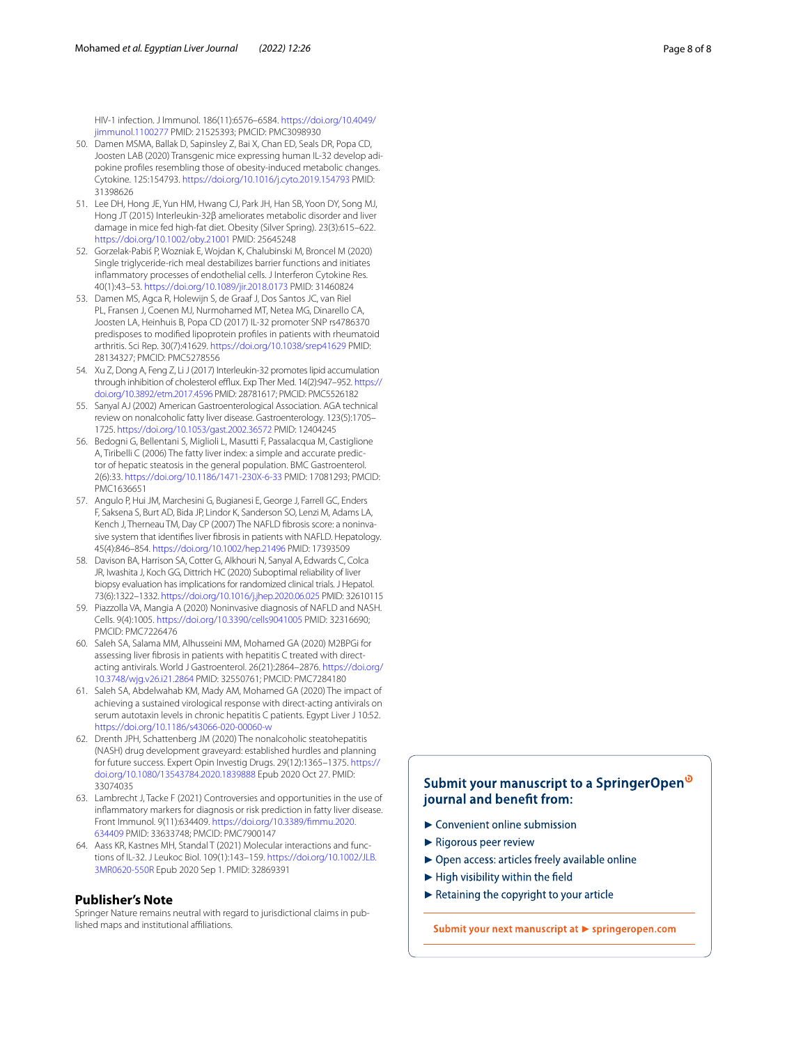HIV-1 infection. J Immunol. 186(11):6576–6584. https://doi.org/10.4049/jimmunol.1100277 PMID: 21525393; PMCID: PMC3098930

50. Damen MSMA, Ballak D, Sapinsley Z, Bai X, Chan ED, Seals DR, Popa CD, Joosten LAB (2020) Transgenic mice expressing human IL-32 develop adipokine profiles resembling those of obesity-induced metabolic changes. Cytokine. 125:154793. https://doi.org/10.1016/j.cyto.2019.154793 PMID: 31398626
51. Lee DH, Hong JE, Yun HM, Hwang CJ, Park JH, Han SB, Yoon DY, Song MJ, Hong JT (2015) Interleukin-32β ameliorates metabolic disorder and liver damage in mice fed high-fat diet. Obesity (Silver Spring). 23(3):615–622. https://doi.org/10.1002/oby.21001 PMID: 25645248
52. Gorzelak-Pabiś P, Wozniak E, Wojdan K, Chalubinski M, Broncel M (2020) Single triglyceride-rich meal destabilizes barrier functions and initiates inflammatory processes of endothelial cells. J Interferon Cytokine Res. 40(1):43–53. https://doi.org/10.1089/jir.2018.0173 PMID: 31460824
53. Damen MS, Agca R, Holewijn S, de Graaf J, Dos Santos JC, van Riel PL, Fransen J, Coenen MJ, Nurmohamed MT, Netea MG, Dinarello CA, Joosten LA, Heinhuis B, Popa CD (2017) IL-32 promoter SNP rs4786370 predisposes to modified lipoprotein profiles in patients with rheumatoid arthritis. Sci Rep. 30(7):41629. https://doi.org/10.1038/srep41629 PMID: 28134327; PMCID: PMC5278556
54. Xu Z, Dong A, Feng Z, Li J (2017) Interleukin-32 promotes lipid accumulation through inhibition of cholesterol efflux. Exp Ther Med. 14(2):947–952. https://doi.org/10.3892/etm.2017.4596 PMID: 28781617; PMCID: PMC5526182
55. Sanyal AJ (2002) American Gastroenterological Association. AGA technical review on nonalcoholic fatty liver disease. Gastroenterology. 123(5):1705–1725. https://doi.org/10.1053/gast.2002.36572 PMID: 12404245
56. Bedogni G, Bellentani S, Miglioli L, Masutti F, Passalacqua M, Castiglione A, Tiribelli C (2006) The fatty liver index: a simple and accurate predictor of hepatic steatosis in the general population. BMC Gastroenterol. 2(6):33. https://doi.org/10.1186/1471-230X-6-33 PMID: 17081293; PMCID: PMC1636651
57. Angulo P, Hui JM, Marchesini G, Bugianesi E, George J, Farrell GC, Enders F, Saksena S, Burt AD, Bida JP, Lindor K, Sanderson SO, Lenzi M, Adams LA, Kench J, Therneau TM, Day CP (2007) The NAFLD fibrosis score: a noninvasive system that identifies liver fibrosis in patients with NAFLD. Hepatology. 45(4):846–854. https://doi.org/10.1002/hep.21496 PMID: 17393509
58. Davison BA, Harrison SA, Cotter G, Alkhouri N, Sanyal A, Edwards C, Colca JR, Iwashita J, Koch GG, Dittrich HC (2020) Suboptimal reliability of liver biopsy evaluation has implications for randomized clinical trials. J Hepatol. 73(6):1322–1332. https://doi.org/10.1016/j.jhep.2020.06.025 PMID: 32610115
59. Piazzolla VA, Mangia A (2020) Noninvasive diagnosis of NAFLD and NASH. Cells. 9(4):1005. https://doi.org/10.3390/cells9041005 PMID: 32316690; PMCID: PMC7226476
60. Saleh SA, Salama MM, Alhusseini MM, Mohamed GA (2020) M2BPGi for assessing liver fibrosis in patients with hepatitis C treated with direct-acting antivirals. World J Gastroenterol. 26(21):2864–2876. https://doi.org/10.3748/wjg.v26.i21.2864 PMID: 32550761; PMCID: PMC7284180
61. Saleh SA, Abdelwahab KM, Mady AM, Mohamed GA (2020) The impact of achieving a sustained virological response with direct-acting antivirals on serum autotaxin levels in chronic hepatitis C patients. Egypt Liver J 10:52. https://doi.org/10.1186/s43066-020-00060-w
62. Drenth JPH, Schattenberg JM (2020) The nonalcoholic steatohepatitis (NASH) drug development graveyard: established hurdles and planning for future success. Expert Opin Investig Drugs. 29(12):1365–1375. https://doi.org/10.1080/13543784.2020.1839888 Epub 2020 Oct 27. PMID: 33074035
63. Lambrecht J, Tacke F (2021) Controversies and opportunities in the use of inflammatory markers for diagnosis or risk prediction in fatty liver disease. Front Immunol. 9(11):634409. https://doi.org/10.3389/fimmu.2020.634409 PMID: 33633748; PMCID: PMC7900147
64. Aass KR, Kastnes MH, Standal T (2021) Molecular interactions and functions of IL-32. J Leukoc Biol. 109(1):143–159. https://doi.org/10.1002/JLB.3MR0620-550R Epub 2020 Sep 1. PMID: 32869391

## Publisher's Note

Springer Nature remains neutral with regard to jurisdictional claims in published maps and institutional affiliations.